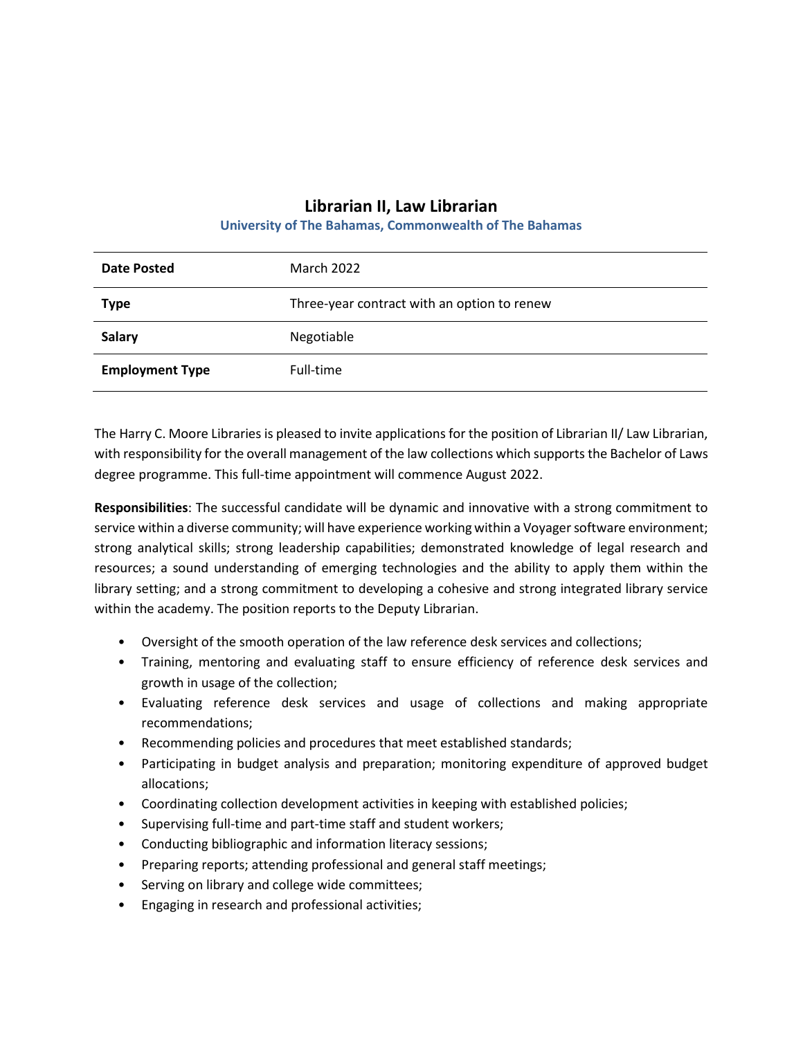# Librarian II, Law Librarian

**University of The Bahamas, Commonwealth of The Bahamas**

| | |
|---|---|
| **Date Posted** | March 2022 |
| **Type** | Three-year contract with an option to renew |
| **Salary** | Negotiable |
| **Employment Type** | Full-time |

The Harry C. Moore Libraries is pleased to invite applications for the position of Librarian II/ Law Librarian, with responsibility for the overall management of the law collections which supports the Bachelor of Laws degree programme. This full-time appointment will commence August 2022.

**Responsibilities**: The successful candidate will be dynamic and innovative with a strong commitment to service within a diverse community; will have experience working within a Voyager software environment; strong analytical skills; strong leadership capabilities; demonstrated knowledge of legal research and resources; a sound understanding of emerging technologies and the ability to apply them within the library setting; and a strong commitment to developing a cohesive and strong integrated library service within the academy. The position reports to the Deputy Librarian.

- Oversight of the smooth operation of the law reference desk services and collections;
- Training, mentoring and evaluating staff to ensure efficiency of reference desk services and growth in usage of the collection;
- Evaluating reference desk services and usage of collections and making appropriate recommendations;
- Recommending policies and procedures that meet established standards;
- Participating in budget analysis and preparation; monitoring expenditure of approved budget allocations;
- Coordinating collection development activities in keeping with established policies;
- Supervising full-time and part-time staff and student workers;
- Conducting bibliographic and information literacy sessions;
- Preparing reports; attending professional and general staff meetings;
- Serving on library and college wide committees;
- Engaging in research and professional activities;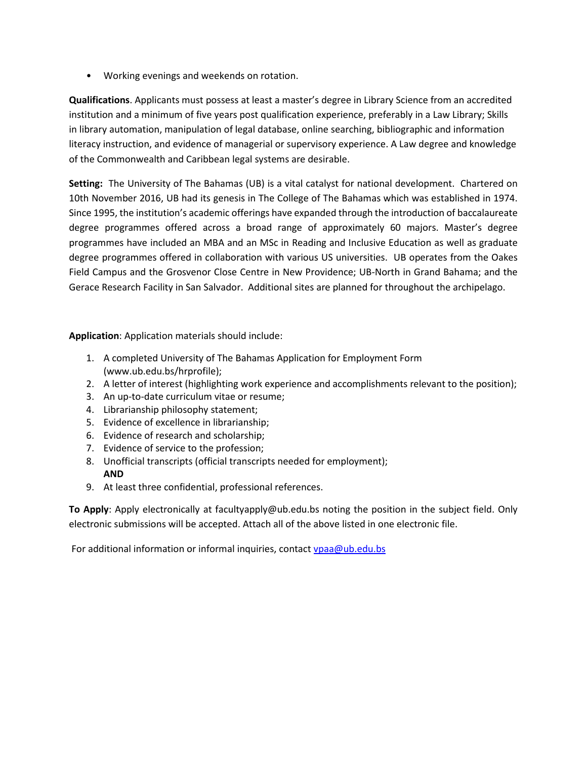- Working evenings and weekends on rotation.

**Qualifications**. Applicants must possess at least a master's degree in Library Science from an accredited institution and a minimum of five years post qualification experience, preferably in a Law Library; Skills in library automation, manipulation of legal database, online searching, bibliographic and information literacy instruction, and evidence of managerial or supervisory experience. A Law degree and knowledge of the Commonwealth and Caribbean legal systems are desirable.

**Setting:** The University of The Bahamas (UB) is a vital catalyst for national development. Chartered on 10th November 2016, UB had its genesis in The College of The Bahamas which was established in 1974. Since 1995, the institution's academic offerings have expanded through the introduction of baccalaureate degree programmes offered across a broad range of approximately 60 majors. Master's degree programmes have included an MBA and an MSc in Reading and Inclusive Education as well as graduate degree programmes offered in collaboration with various US universities. UB operates from the Oakes Field Campus and the Grosvenor Close Centre in New Providence; UB-North in Grand Bahama; and the Gerace Research Facility in San Salvador. Additional sites are planned for throughout the archipelago.

**Application**: Application materials should include:

1. A completed University of The Bahamas Application for Employment Form (www.ub.edu.bs/hrprofile);
2. A letter of interest (highlighting work experience and accomplishments relevant to the position);
3. An up-to-date curriculum vitae or resume;
4. Librarianship philosophy statement;
5. Evidence of excellence in librarianship;
6. Evidence of research and scholarship;
7. Evidence of service to the profession;
8. Unofficial transcripts (official transcripts needed for employment);
   **AND**
9. At least three confidential, professional references.

**To Apply**: Apply electronically at facultyapply@ub.edu.bs noting the position in the subject field. Only electronic submissions will be accepted. Attach all of the above listed in one electronic file.

For additional information or informal inquiries, contact vpaa@ub.edu.bs